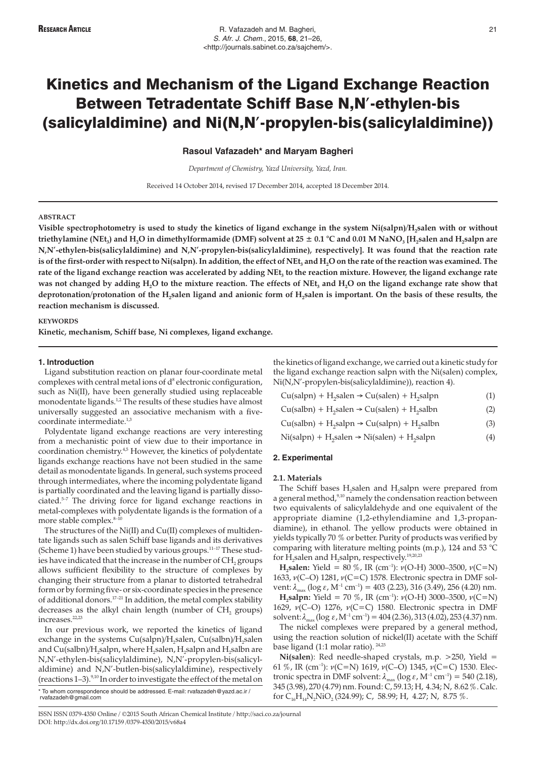**Research Article**

# Kinetics and Mechanism of the Ligand Exchange Reaction Between Tetradentate Schiff Base N,N′-ethylen-bis (salicylaldimine) and Ni(N,N′-propylen-bis(salicylaldimine))

**Rasoul Vafazadeh\* and Maryam Bagheri**

*Department of Chemistry, Yazd University, Yazd, Iran.*

Received 14 October 2014, revised 17 December 2014, accepted 18 December 2014.

### ABSTRACT

**Visible spectrophotometry is used to study the kinetics of ligand exchange in the system Ni(salpn)/$H_2$salen with or without triethylamine ($NEt_3$) and $H_2O$ in dimethylformamide (DMF) solvent at 25 ± 0.1 °C and 0.01 M $NaNO_3$ [$H_2$salen and $H_2$salpn are N,N′-ethylen-bis(salicylaldimine) and N,N′-propylen-bis(salicylaldimine), respectively]. It was found that the reaction rate is of the first-order with respect to Ni(salpn). In addition, the effect of $NEt_3$ and $H_2O$ on the rate of the reaction was examined. The rate of the ligand exchange reaction was accelerated by adding $NEt_3$ to the reaction mixture. However, the ligand exchange rate was not changed by adding $H_2O$ to the mixture reaction. The effects of $NEt_3$ and $H_2O$ on the ligand exchange rate show that deprotonation/protonation of the $H_2$salen ligand and anionic form of $H_2$salen is important. On the basis of these results, the reaction mechanism is discussed.**

### KEYWORDS

**Kinetic, mechanism, Schiff base, Ni complexes, ligand exchange.**

## 1. Introduction

Ligand substitution reaction on planar four-coordinate metal complexes with central metal ions of $d^8$ electronic configuration, such as Ni(II), have been generally studied using replaceable monodentate ligands.[1,2] The results of these studies have almost universally suggested an associative mechanism with a five-coordinate intermediate.[1,3]

Polydentate ligand exchange reactions are very interesting from a mechanistic point of view due to their importance in coordination chemistry.[4,5] However, the kinetics of polydentate ligands exchange reactions have not been studied in the same detail as monodentate ligands. In general, such systems proceed through intermediates, where the incoming polydentate ligand is partially coordinated and the leaving ligand is partially dissociated.[5–7] The driving force for ligand exchange reactions in metal-complexes with polydentate ligands is the formation of a more stable complex.[8–10]

The structures of the Ni(II) and Cu(II) complexes of multidentate ligands such as salen Schiff base ligands and its derivatives (Scheme 1) have been studied by various groups.[11–17] These studies have indicated that the increase in the number of $CH_2$ groups allows sufficient flexibility to the structure of complexes by changing their structure from a planar to distorted tetrahedral form or by forming five- or six-coordinate species in the presence of additional donors.[17–21] In addition, the metal complex stability decreases as the alkyl chain length (number of $CH_2$ groups) increases.[22,23]

In our previous work, we reported the kinetics of ligand exchange in the systems Cu(salpn)/$H_2$salen, Cu(salbn)/$H_2$salen and Cu(salbn)/$H_2$salpn, where $H_2$salen, $H_2$salpn and $H_2$salbn are N,N′-ethylen-bis(salicylaldimine), N,N′-propylen-bis(salicylaldimine) and N,N′-butlen-bis(salicylaldimine), respectively (reactions 1–3).[9,10] In order to investigate the effect of the metal on the kinetics of ligand exchange, we carried out a kinetic study for the ligand exchange reaction salpn with the Ni(salen) complex, Ni(N,N′-propylen-bis(salicylaldimine)), reaction 4).

$$\text{Cu(salpn)} + H_2\text{salen} \rightarrow \text{Cu(salen)} + H_2\text{salpn} \quad (1)$$

$$\text{Cu(salbn)} + H_2\text{salen} \rightarrow \text{Cu(salen)} + H_2\text{salbn} \quad (2)$$

$$\text{Cu(salbn)} + H_2\text{salpn} \rightarrow \text{Cu(salpn)} + H_2\text{salbn} \quad (3)$$

$$\text{Ni(salpn)} + H_2\text{salen} \rightarrow \text{Ni(salen)} + H_2\text{salpn} \quad (4)$$

## 2. Experimental

### 2.1. Materials

The Schiff bases $H_2$salen and $H_2$salpn were prepared from a general method,[9,10] namely the condensation reaction between two equivalents of salicylaldehyde and one equivalent of the appropriate diamine (1,2-ethylendiamine and 1,3-propandiamine), in ethanol. The yellow products were obtained in yields typically 70 % or better. Purity of products was verified by comparing with literature melting points (m.p.), 124 and 53 °C for $H_2$salen and $H_2$salpn, respectively.[19,20,23]

**$H_2$salen:** Yield = 80 %, IR ($cm^{-1}$): $\nu$(O-H) 3000–3500, $\nu$(C=N) 1633, $\nu$(C–O) 1281, $\nu$(C=C) 1578. Electronic spectra in DMF solvent: $\lambda_{max}$ (log $\varepsilon$, $M^{-1}$ $cm^{-1}$) = 403 (2.23), 316 (3.49), 256 (4.20) nm.

**$H_2$salpn:** Yield = 70 %, IR ($cm^{-1}$): $\nu$(O-H) 3000–3500, $\nu$(C=N) 1629, $\nu$(C–O) 1276, $\nu$(C=C) 1580. Electronic spectra in DMF solvent: $\lambda_{max}$ (log $\varepsilon$, $M^{-1}$ $cm^{-1}$) = 404 (2.36), 313 (4.02), 253 (4.37) nm.

The nickel complexes were prepared by a general method, using the reaction solution of nickel(II) acetate with the Schiff base ligand (1:1 molar ratio).[24,25]

**Ni(salen)**: Red needle-shaped crystals, m.p. >250, Yield = 61 %, IR ($cm^{-1}$): $\nu$(C=N) 1619, $\nu$(C–O) 1345, $\nu$(C=C) 1530. Electronic spectra in DMF solvent: $\lambda_{max}$ (log $\varepsilon$, $M^{-1}$ $cm^{-1}$) = 540 (2.18), 345 (3.98), 270 (4.79) nm. Found: C, 59.13; H, 4.34; N, 8.62 %. Calc. for $C_{16}H_{14}N_2NiO_2$ (324.99); C, 58.99; H, 4.27; N, 8.75 %.

\* To whom correspondence should be addressed. E-mail: rvafazadeh@yazd.ac.ir / rvafazadeh@gmail.com

ISSN ISSN 0379-4350 Online / ©2015 South African Chemical Institute / http://saci.co.za/journal
DOI: http://dx.doi.org/10.17159 /0379-4350/2015/v68a4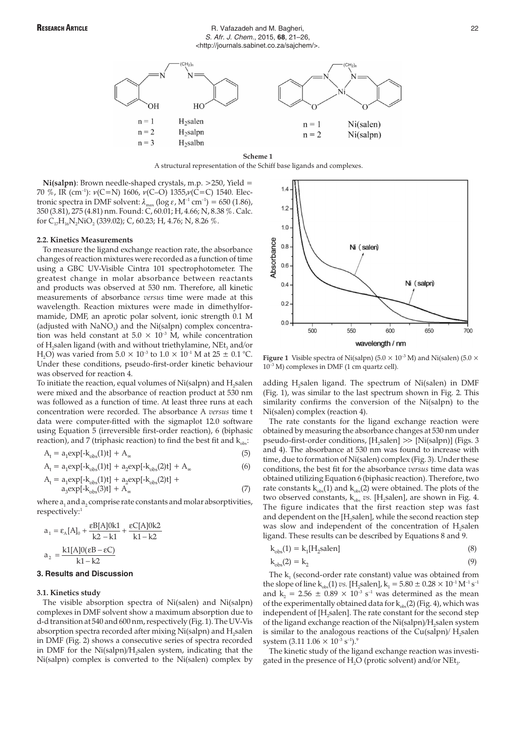**Scheme 1**
A structural representation of the Schiff base ligands and complexes.

**Ni(salpn)**: Brown needle-shaped crystals, m.p. >250, Yield = 70 %, IR ($cm^{-1}$): ν(C=N) 1606, ν(C–O) 1355,ν(C=C) 1540. Electronic spectra in DMF solvent: $\lambda_{max}$ (log ε, $M^{-1} cm^{-1}$) = 650 (1.86), 350 (3.81), 275 (4.81) nm. Found: C, 60.01; H, 4.66; N, 8.38 %. Calc. for $C_{17}H_{16}N_2NiO_2$ (339.02); C, 60.23; H, 4.76; N, 8.26 %.

#### 2.2. Kinetics Measurements

To measure the ligand exchange reaction rate, the absorbance changes of reaction mixtures were recorded as a function of time using a GBC UV-Visible Cintra 101 spectrophotometer. The greatest change in molar absorbance between reactants and products was observed at 530 nm. Therefore, all kinetic measurements of absorbance *versus* time were made at this wavelength. Reaction mixtures were made in dimethylformamide, DMF, an aprotic polar solvent, ionic strength 0.1 M (adjusted with $NaNO_3$) and the Ni(salpn) complex concentration was held constant at $5.0 \times 10^{-3}$ M, while concentration of $H_2$salen ligand (with and without triethylamine, $NEt_3$ and/or $H_2O$) was varied from $5.0 \times 10^{-3}$ to $1.0 \times 10^{-1}$ M at 25 ± 0.1 °C. Under these conditions, pseudo-first-order kinetic behaviour was observed for reaction 4.

To initiate the reaction, equal volumes of Ni(salpn) and $H_2$salen were mixed and the absorbance of reaction product at 530 nm was followed as a function of time. At least three runs at each concentration were recorded. The absorbance A *versus* time t data were computer-fitted with the sigmaplot 12.0 software using Equation 5 (irreversible first-order reaction), 6 (biphasic reaction), and 7 (triphasic reaction) to find the best fit and $k_{obs}$:

$$A_t = a_1\exp[-k_{obs}(1)t] + A_\infty \quad (5)$$

$$A_t = a_1\exp[-k_{obs}(1)t] + a_2\exp[-k_{obs}(2)t] + A_\infty \quad (6)$$

$$A_t = a_1\exp[-k_{obs}(1)t] + a_2\exp[-k_{obs}(2)t] + a_3\exp[-k_{obs}(3)t] + A_\infty \quad (7)$$

where $a_1$ and $a_2$ comprise rate constants and molar absorptivities, respectively:[1]

$$a_1 = \varepsilon_A[A]_0 + \frac{\varepsilon B[A]0k1}{k2 - k1} + \frac{\varepsilon C[A]0k2}{k1 - k2}$$

$$a_2 = \frac{k1[A]0(\varepsilon B - \varepsilon C)}{k1 - k2}$$

### 3. Results and Discussion

#### 3.1. Kinetics study

The visible absorption spectra of Ni(salen) and Ni(salpn) complexes in DMF solvent show a maximum absorption due to d-d transition at 540 and 600 nm, respectively (Fig. 1). The UV-Vis absorption spectra recorded after mixing Ni(salpn) and $H_2$salen in DMF (Fig. 2) shows a consecutive series of spectra recorded in DMF for the Ni(salpn)/$H_2$salen system, indicating that the Ni(salpn) complex is converted to the Ni(salen) complex by adding $H_2$salen ligand. The spectrum of Ni(salen) in DMF (Fig. 1), was similar to the last spectrum shown in Fig. 2. This similarity confirms the conversion of the Ni(salpn) to the Ni(salen) complex (reaction 4).

**Figure 1** Visible spectra of Ni(salpn) ($5.0 \times 10^{-3}$ M) and Ni(salen) ($5.0 \times 10^{-3}$ M) complexes in DMF (1 cm quartz cell).

The rate constants for the ligand exchange reaction were obtained by measuring the absorbance changes at 530 nm under pseudo-first-order conditions, [$H_2$salen] >> [Ni(salpn)] (Figs. 3 and 4). The absorbance at 530 nm was found to increase with time, due to formation of Ni(salen) complex (Fig. 3). Under these conditions, the best fit for the absorbance *versus* time data was obtained utilizing Equation 6 (biphasic reaction). Therefore, two rate constants $k_{obs}(1)$ and $k_{obs}(2)$ were obtained. The plots of the two observed constants, $k_{obs}$ *vs.* [$H_2$salen], are shown in Fig. 4. The figure indicates that the first reaction step was fast and dependent on the [$H_2$salen], while the second reaction step was slow and independent of the concentration of $H_2$salen ligand. These results can be described by Equations 8 and 9.

$$k_{obs}(1) = k_1[H_2\text{salen}] \quad (8)$$

$$k_{obs}(2) = k_2 \quad (9)$$

The $k_1$ (second-order rate constant) value was obtained from the slope of line $k_{obs}(1)$ *vs.* [$H_2$salen], $k_1 = 5.80 \pm 0.28 \times 10^{-1}\ M^{-1} s^{-1}$ and $k_2 = 2.56 \pm 0.89 \times 10^{-3}\ s^{-1}$ was determined as the mean of the experimentally obtained data for $k_{obs}(2)$ (Fig. 4), which was independent of [$H_2$salen]. The rate constant for the second step of the ligand exchange reaction of the Ni(salpn)/$H_2$salen system is similar to the analogous reactions of the Cu(salpn)/ $H_2$salen system (3.11 1.06 × $10^{-3}\ s^{-1}$).[9]

The kinetic study of the ligand exchange reaction was investigated in the presence of $H_2O$ (protic solvent) and/or $NEt_3$.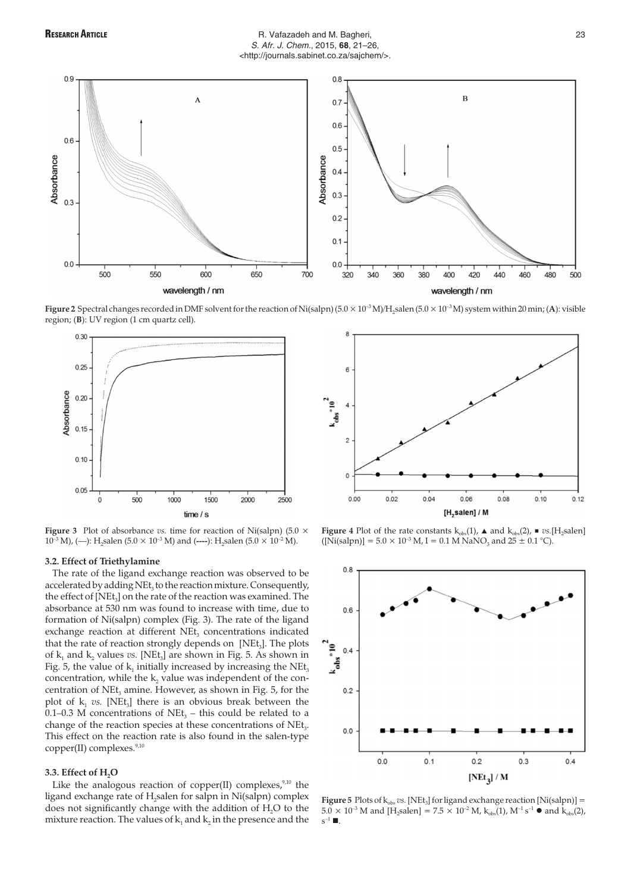**Figure 2** Spectral changes recorded in DMF solvent for the reaction of Ni(salpn) ($5.0 \times 10^{-3}$ M)/$H_2$salen ($5.0 \times 10^{-3}$ M) system within 20 min; (**A**): visible region; (**B**): UV region (1 cm quartz cell).

**Figure 3** Plot of absorbance *vs.* time for reaction of Ni(salpn) ($5.0 \times 10^{-3}$ M), (—): $H_2$salen ($5.0 \times 10^{-3}$ M) and (----): $H_2$salen ($5.0 \times 10^{-2}$ M).

**Figure 4** Plot of the rate constants $k_{obs}(1)$, ▲ and $k_{obs}(2)$, ■ *vs.*[$H_2$salen] ([Ni(salpn)] = $5.0 \times 10^{-3}$ M, I = 0.1 M $NaNO_3$ and 25 ± 0.1 °C).

### 3.2. Effect of Triethylamine

The rate of the ligand exchange reaction was observed to be accelerated by adding $NEt_3$ to the reaction mixture. Consequently, the effect of [$NEt_3$] on the rate of the reaction was examined. The absorbance at 530 nm was found to increase with time, due to formation of Ni(salpn) complex (Fig. 3). The rate of the ligand exchange reaction at different $NEt_3$ concentrations indicated that the rate of reaction strongly depends on [$NEt_3$]. The plots of $k_1$ and $k_2$ values *vs.* [$NEt_3$] are shown in Fig. 5. As shown in Fig. 5, the value of $k_1$ initially increased by increasing the $NEt_3$ concentration, while the $k_2$ value was independent of the concentration of $NEt_3$ amine. However, as shown in Fig. 5, for the plot of $k_1$ *vs.* [$NEt_3$] there is an obvious break between the 0.1–0.3 M concentrations of $NEt_3$ – this could be related to a change of the reaction species at these concentrations of $NEt_3$. This effect on the reaction rate is also found in the salen-type copper(II) complexes.[9,10]

### 3.3. Effect of $H_2O$

Like the analogous reaction of copper(II) complexes,[9,10] the ligand exchange rate of $H_2$salen for salpn in Ni(salpn) complex does not significantly change with the addition of $H_2O$ to the mixture reaction. The values of $k_1$ and $k_2$ in the presence and the

**Figure 5** Plots of $k_{obs}$ *vs.* [$NEt_3$] for ligand exchange reaction [Ni(salpn)] = $5.0 \times 10^{-3}$ M and [$H_2$salen] = $7.5 \times 10^{-2}$ M, $k_{obs}(1)$, $M^{-1}$ $s^{-1}$ ● and $k_{obs}(2)$, $s^{-1}$ ■.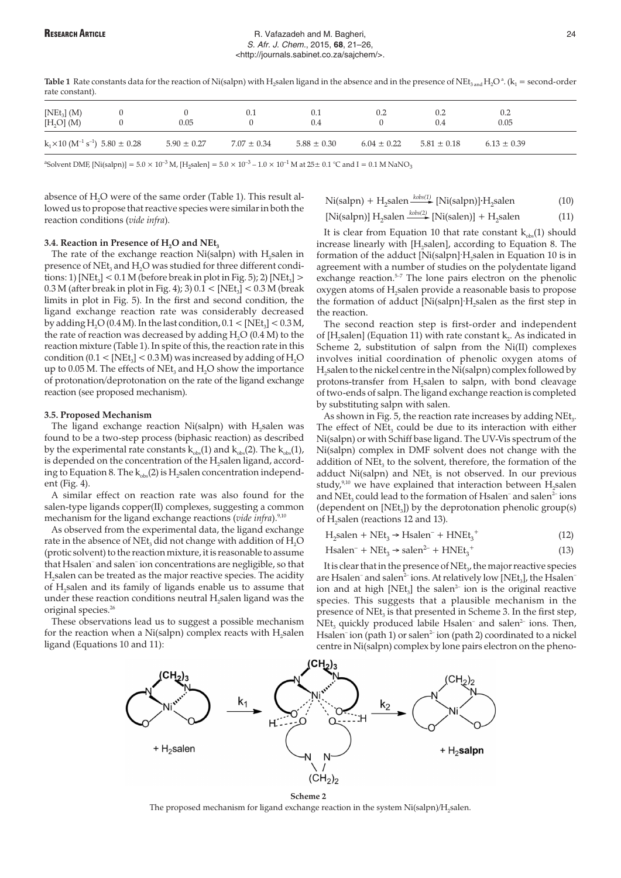**Table 1** Rate constants data for the reaction of Ni(salpn) with $H_2$salen ligand in the absence and in the presence of $NEt_3$ and $H_2O$ [a]. ($k_1$ = second-order rate constant).

| $[NEt_3]$ (M) | 0 | 0 | 0.1 | 0.1 | 0.2 | 0.2 | 0.2 |
|---|---|---|---|---|---|---|---|
| $[H_2O]$ (M) | 0 | 0.05 | 0 | 0.4 | 0 | 0.4 | 0.05 |
| $k_1 \times 10$ ($M^{-1}$ $s^{-1}$) | 5.80 ± 0.28 | 5.90 ± 0.27 | 7.07 ± 0.34 | 5.88 ± 0.30 | 6.04 ± 0.22 | 5.81 ± 0.18 | 6.13 ± 0.39 |

[a] Solvent DMF, [Ni(salpn)] = $5.0 \times 10^{-3}$ M, [$H_2$salen] = $5.0 \times 10^{-3}$ – $1.0 \times 10^{-1}$ M at 25 ± 0.1 °C and I = 0.1 M $NaNO_3$

absence of $H_2O$ were of the same order (Table 1). This result allowed us to propose that reactive species were similar in both the reaction conditions (*vide infra*).

### 3.4. Reaction in Presence of $H_2O$ and $NEt_3$

The rate of the exchange reaction Ni(salpn) with $H_2$salen in presence of $NEt_3$ and $H_2O$ was studied for three different conditions: 1) $[NEt_3] < 0.1$ M (before break in plot in Fig. 5); 2) $[NEt_3] > 0.3$ M (after break in plot in Fig. 4); 3) $0.1 < [NEt_3] < 0.3$ M (break limits in plot in Fig. 5). In the first and second condition, the ligand exchange reaction rate was considerably decreased by adding $H_2O$ (0.4 M). In the last condition, $0.1 < [NEt_3] < 0.3$ M, the rate of reaction was decreased by adding $H_2O$ (0.4 M) to the reaction mixture (Table 1). In spite of this, the reaction rate in this condition ($0.1 < [NEt_3] < 0.3$ M) was increased by adding of $H_2O$ up to 0.05 M. The effects of $NEt_3$ and $H_2O$ show the importance of protonation/deprotonation on the rate of the ligand exchange reaction (see proposed mechanism).

### 3.5. Proposed Mechanism

The ligand exchange reaction Ni(salpn) with $H_2$salen was found to be a two-step process (biphasic reaction) as described by the experimental rate constants $k_{obs}(1)$ and $k_{obs}(2)$. The $k_{obs}(1)$, is depended on the concentration of the $H_2$salen ligand, according to Equation 8. The $k_{obs}(2)$ is $H_2$salen concentration independent (Fig. 4).

A similar effect on reaction rate was also found for the salen-type ligands copper(II) complexes, suggesting a common mechanism for the ligand exchange reactions (*vide infra*).[9,10]

As observed from the experimental data, the ligand exchange rate in the absence of $NEt_3$ did not change with addition of $H_2O$ (protic solvent) to the reaction mixture, it is reasonable to assume that $Hsalen^-$ and $salen^-$ ion concentrations are negligible, so that $H_2$salen can be treated as the major reactive species. The acidity of $H_2$salen and its family of ligands enable us to assume that under these reaction conditions neutral $H_2$salen ligand was the original species.[26]

These observations lead us to suggest a possible mechanism for the reaction when a Ni(salpn) complex reacts with $H_2$salen ligand (Equations 10 and 11):

$$\text{Ni(salpn)} + H_2\text{salen} \xrightarrow{k_{obs(1)}} [\text{Ni(salpn)}]\cdot H_2\text{salen} \quad (10)$$

$$[\text{Ni(salpn)}]\, H_2\text{salen} \xrightarrow{k_{obs(2)}} [\text{Ni(salen)}] + H_2\text{salen} \quad (11)$$

It is clear from Equation 10 that rate constant $k_{obs}(1)$ should increase linearly with [$H_2$salen], according to Equation 8. The formation of the adduct [Ni(salpn]·$H_2$salen in Equation 10 is in agreement with a number of studies on the polydentate ligand exchange reaction.[5–7] The lone pairs electron on the phenolic oxygen atoms of $H_2$salen provide a reasonable basis to propose the formation of adduct [Ni(salpn]·$H_2$salen as the first step in the reaction.

The second reaction step is first-order and independent of [$H_2$salen] (Equation 11) with rate constant $k_2$. As indicated in Scheme 2, substitution of salpn from the Ni(II) complexes involves initial coordination of phenolic oxygen atoms of $H_2$salen to the nickel centre in the Ni(salpn) complex followed by protons-transfer from $H_2$salen to salpn, with bond cleavage of two-ends of salpn. The ligand exchange reaction is completed by substituting salpn with salen.

As shown in Fig. 5, the reaction rate increases by adding $NEt_3$. The effect of $NEt_3$ could be due to its interaction with either Ni(salpn) or with Schiff base ligand. The UV-Vis spectrum of the Ni(salpn) complex in DMF solvent does not change with the addition of $NEt_3$ to the solvent, therefore, the formation of the adduct Ni(salpn) and $NEt_3$ is not observed. In our previous study,[9,10] we have explained that interaction between $H_2$salen and $NEt_3$ could lead to the formation of $Hsalen^-$ and $salen^{2-}$ ions (dependent on [$NEt_3$]) by the deprotonation phenolic group(s) of $H_2$salen (reactions 12 and 13).

$$H_2\text{salen} + NEt_3 \rightarrow \text{Hsalen}^- + HNEt_3^+ \quad (12)$$

$$\text{Hsalen}^- + NEt_3 \rightarrow \text{salen}^{2-} + HNEt_3^+ \quad (13)$$

It is clear that in the presence of $NEt_3$, the major reactive species are $Hsalen^-$ and $salen^{2-}$ ions. At relatively low [$NEt_3$], the $Hsalen^-$ ion and at high [$NEt_3$] the $salen^{2-}$ ion is the original reactive species. This suggests that a plausible mechanism in the presence of $NEt_3$ is that presented in Scheme 3. In the first step, $NEt_3$ quickly produced labile $Hsalen^-$ and $salen^{2-}$ ions. Then, $Hsalen^-$ ion (path 1) or $salen^{2-}$ ion (path 2) coordinated to a nickel centre in Ni(salpn) complex by lone pairs electron on the pheno-

**Scheme 2**
The proposed mechanism for ligand exchange reaction in the system Ni(salpn)/$H_2$salen.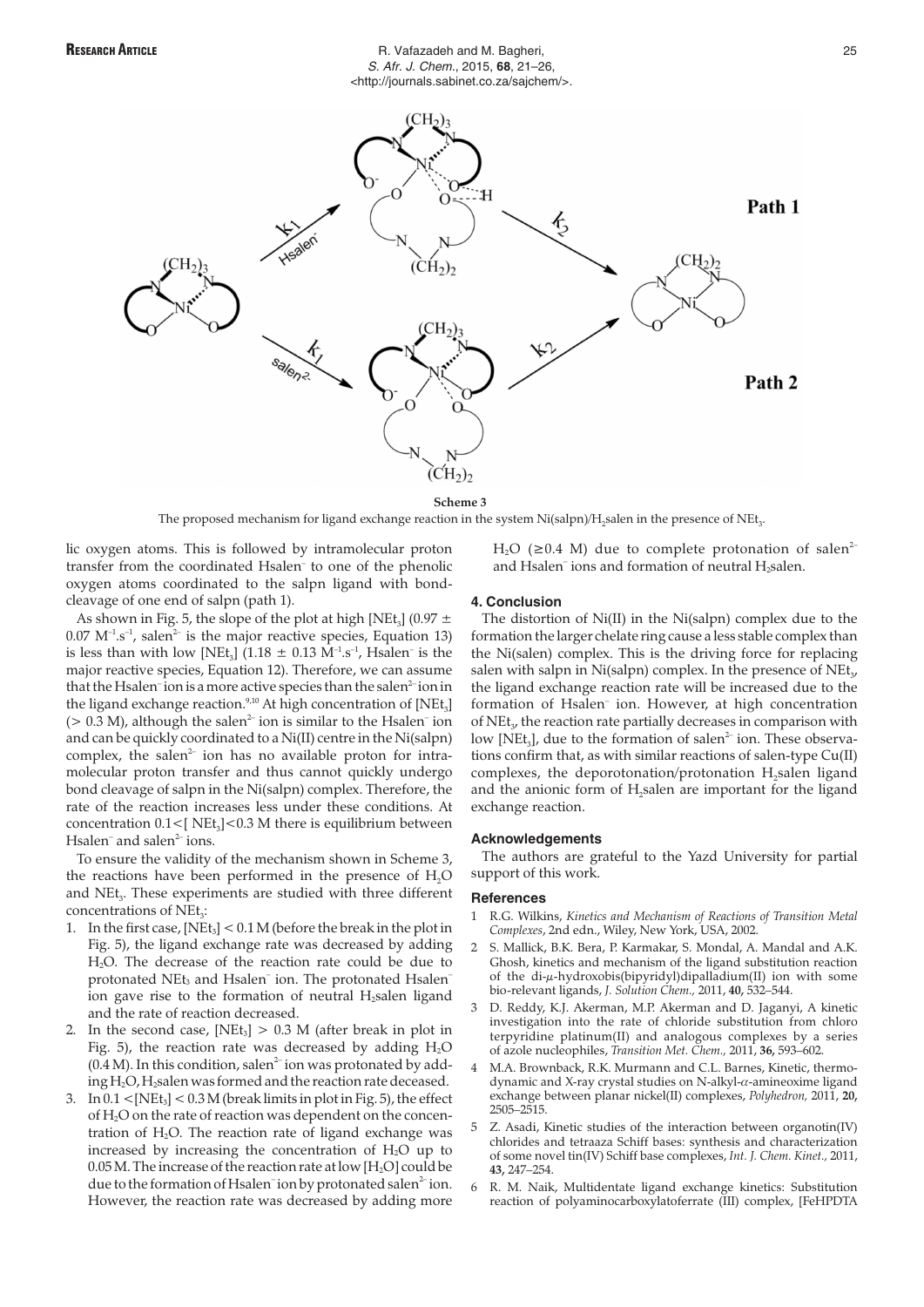**Scheme 3**

The proposed mechanism for ligand exchange reaction in the system Ni(salpn)/$H_2$salen in the presence of $NEt_3$.

lic oxygen atoms. This is followed by intramolecular proton transfer from the coordinated Hsalen$^-$ to one of the phenolic oxygen atoms coordinated to the salpn ligand with bond-cleavage of one end of salpn (path 1).

As shown in Fig. 5, the slope of the plot at high [$NEt_3$] (0.97 ± 0.07 $M^{-1}.s^{-1}$, salen$^{2-}$ is the major reactive species, Equation 13) is less than with low [$NEt_3$] (1.18 ± 0.13 $M^{-1}.s^{-1}$, Hsalen$^-$ is the major reactive species, Equation 12). Therefore, we can assume that the Hsalen$^-$ ion is a more active species than the salen$^{2-}$ ion in the ligand exchange reaction.[9,10] At high concentration of [$NEt_3$] (> 0.3 M), although the salen$^{2-}$ ion is similar to the Hsalen$^-$ ion and can be quickly coordinated to a Ni(II) centre in the Ni(salpn) complex, the salen$^{2-}$ ion has no available proton for intramolecular proton transfer and thus cannot quickly undergo bond cleavage of salpn in the Ni(salpn) complex. Therefore, the rate of the reaction increases less under these conditions. At concentration 0.1< [ $NEt_3$]<0.3 M there is equilibrium between Hsalen$^-$ and salen$^{2-}$ ions.

To ensure the validity of the mechanism shown in Scheme 3, the reactions have been performed in the presence of $H_2O$ and $NEt_3$. These experiments are studied with three different concentrations of $NEt_3$:

1. In the first case, [$NEt_3$] < 0.1 M (before the break in the plot in Fig. 5), the ligand exchange rate was decreased by adding $H_2O$. The decrease of the reaction rate could be due to protonated $NEt_3$ and Hsalen$^-$ ion. The protonated Hsalen$^-$ ion gave rise to the formation of neutral $H_2$salen ligand and the rate of reaction decreased.
2. In the second case, [$NEt_3$] > 0.3 M (after break in plot in Fig. 5), the reaction rate was decreased by adding $H_2O$ (0.4 M). In this condition, salen$^{2-}$ ion was protonated by adding $H_2O$, $H_2$salen was formed and the reaction rate deceased.
3. In 0.1 <[$NEt_3$] < 0.3 M (break limits in plot in Fig. 5), the effect of $H_2O$ on the rate of reaction was dependent on the concentration of $H_2O$. The reaction rate of ligand exchange was increased by increasing the concentration of $H_2O$ up to 0.05 M. The increase of the reaction rate at low [$H_2O$] could be due to the formation of Hsalen$^-$ ion by protonated salen$^{2-}$ ion. However, the reaction rate was decreased by adding more $H_2O$ (≥0.4 M) due to complete protonation of salen$^{2-}$ and Hsalen$^-$ ions and formation of neutral $H_2$salen.

## 4. Conclusion

The distortion of Ni(II) in the Ni(salpn) complex due to the formation the larger chelate ring cause a less stable complex than the Ni(salen) complex. This is the driving force for replacing salen with salpn in Ni(salpn) complex. In the presence of $NEt_3$, the ligand exchange reaction rate will be increased due to the formation of Hsalen$^-$ ion. However, at high concentration of $NEt_3$, the reaction rate partially decreases in comparison with low [$NEt_3$], due to the formation of salen$^{2-}$ ion. These observations confirm that, as with similar reactions of salen-type Cu(II) complexes, the deporotonation/protonation $H_2$salen ligand and the anionic form of $H_2$salen are important for the ligand exchange reaction.

### Acknowledgements

The authors are grateful to the Yazd University for partial support of this work.

### References

1. R.G. Wilkins, *Kinetics and Mechanism of Reactions of Transition Metal Complexes*, 2nd edn., Wiley, New York, USA, 2002.
2. S. Mallick, B.K. Bera, P. Karmakar, S. Mondal, A. Mandal and A.K. Ghosh, Kinetics and mechanism of the ligand substitution reaction of the di-$\mu$-hydroxobis(bipyridyl)dipalladium(II) ion with some bio-relevant ligands, *J. Solution Chem.*, 2011, **40,** 532–544.
3. D. Reddy, K.J. Akerman, M.P. Akerman and D. Jaganyi, A kinetic investigation into the rate of chloride substitution from chloro terpyridine platinum(II) and analogous complexes by a series of azole nucleophiles, *Transition Met. Chem.*, 2011, **36,** 593–602.
4. M.A. Brownback, R.K. Murmann and C.L. Barnes, Kinetic, thermodynamic and X-ray crystal studies on N-alkyl-$\alpha$-amineoxime ligand exchange between planar nickel(II) complexes, *Polyhedron*, 2011, **20,** 2505–2515.
5. Z. Asadi, Kinetic studies of the interaction between organotin(IV) chlorides and tetraaza Schiff bases: synthesis and characterization of some novel tin(IV) Schiff base complexes, *Int. J. Chem. Kinet.*, 2011, **43,** 247–254.
6. R. M. Naik, Multidentate ligand exchange kinetics: Substitution reaction of polyaminocarboxylatoferrate (III) complex, [FeHPDTA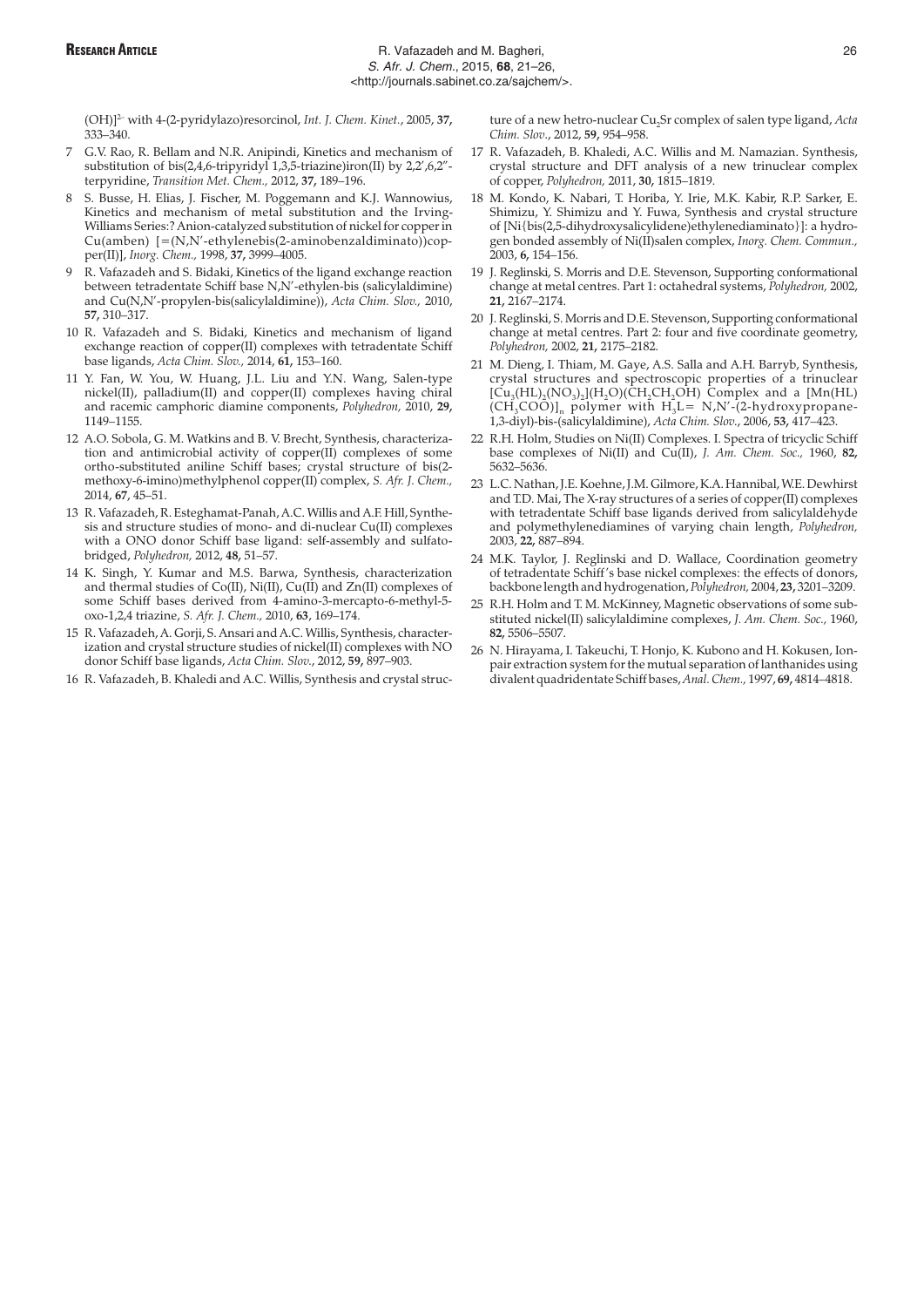$(OH)]^{2-}$ with 4-(2-pyridylazo)resorcinol, *Int. J. Chem. Kinet.*, 2005, **37,** 333–340.

7 G.V. Rao, R. Bellam and N.R. Anipindi, Kinetics and mechanism of substitution of bis(2,4,6-tripyridyl 1,3,5-triazine)iron(II) by 2,2′,6,2″-terpyridine, *Transition Met. Chem.,* 2012, **37,** 189–196.

8 S. Busse, H. Elias, J. Fischer, M. Poggemann and K.J. Wannowius, Kinetics and mechanism of metal substitution and the Irving-Williams Series:? Anion-catalyzed substitution of nickel for copper in Cu(amben) [=(N,N′-ethylenebis(2-aminobenzaldiminato))copper(II)], *Inorg. Chem.,* 1998, **37,** 3999–4005.

9 R. Vafazadeh and S. Bidaki, Kinetics of the ligand exchange reaction between tetradentate Schiff base N,N′-ethylen-bis (salicylaldimine) and Cu(N,N′-propylen-bis(salicylaldimine)), *Acta Chim. Slov.,* 2010, **57,** 310–317.

10 R. Vafazadeh and S. Bidaki, Kinetics and mechanism of ligand exchange reaction of copper(II) complexes with tetradentate Schiff base ligands, *Acta Chim. Slov.,* 2014, **61,** 153–160.

11 Y. Fan, W. You, W. Huang, J.L. Liu and Y.N. Wang, Salen-type nickel(II), palladium(II) and copper(II) complexes having chiral and racemic camphoric diamine components, *Polyhedron,* 2010, **29,** 1149–1155.

12 A.O. Sobola, G. M. Watkins and B. V. Brecht, Synthesis, characterization and antimicrobial activity of copper(II) complexes of some ortho-substituted aniline Schiff bases; crystal structure of bis(2-methoxy-6-imino)methylphenol copper(II) complex, *S. Afr. J. Chem.,* 2014, **67**, 45–51.

13 R. Vafazadeh, R. Esteghamat-Panah, A.C. Willis and A.F. Hill, Synthesis and structure studies of mono- and di-nuclear Cu(II) complexes with a ONO donor Schiff base ligand: self-assembly and sulfato-bridged, *Polyhedron,* 2012, **48,** 51–57.

14 K. Singh, Y. Kumar and M.S. Barwa, Synthesis, characterization and thermal studies of Co(II), Ni(II), Cu(II) and Zn(II) complexes of some Schiff bases derived from 4-amino-3-mercapto-6-methyl-5-oxo-1,2,4 triazine, *S. Afr. J. Chem.,* 2010, **63**, 169–174.

15 R. Vafazadeh, A. Gorji, S. Ansari and A.C. Willis, Synthesis, characterization and crystal structure studies of nickel(II) complexes with NO donor Schiff base ligands, *Acta Chim. Slov.*, 2012, **59,** 897–903.

16 R. Vafazadeh, B. Khaledi and A.C. Willis, Synthesis and crystal structure of a new hetro-nuclear $Cu_2Sr$ complex of salen type ligand, *Acta Chim. Slov.*, 2012, **59,** 954–958.

17 R. Vafazadeh, B. Khaledi, A.C. Willis and M. Namazian. Synthesis, crystal structure and DFT analysis of a new trinuclear complex of copper, *Polyhedron,* 2011, **30,** 1815–1819.

18 M. Kondo, K. Nabari, T. Horiba, Y. Irie, M.K. Kabir, R.P. Sarker, E. Shimizu, Y. Shimizu and Y. Fuwa, Synthesis and crystal structure of [Ni{bis(2,5-dihydroxysalicylidene)ethylenediaminato}]: a hydrogen bonded assembly of Ni(II)salen complex, *Inorg. Chem. Commun.,* 2003, **6,** 154–156.

19 J. Reglinski, S. Morris and D.E. Stevenson, Supporting conformational change at metal centres. Part 1: octahedral systems, *Polyhedron,* 2002, **21,** 2167–2174.

20 J. Reglinski, S. Morris and D.E. Stevenson, Supporting conformational change at metal centres. Part 2: four and five coordinate geometry, *Polyhedron,* 2002, **21,** 2175–2182.

21 M. Dieng, I. Thiam, M. Gaye, A.S. Salla and A.H. Barryb, Synthesis, crystal structures and spectroscopic properties of a trinuclear $[Cu_3(HL)_2(NO_3)_2](H_2O)(CH_2CH_2OH)$ Complex and a $[Mn(HL)(CH_3COO)]_n$ polymer with $H_3L$= N,N′-(2-hydroxypropane-1,3-diyl)-bis-(salicylaldimine), *Acta Chim. Slov*., 2006, **53,** 417–423.

22 R.H. Holm, Studies on Ni(II) Complexes. I. Spectra of tricyclic Schiff base complexes of Ni(II) and Cu(II), *J. Am. Chem. Soc.,* 1960, **82,** 5632–5636.

23 L.C. Nathan, J.E. Koehne, J.M. Gilmore, K.A. Hannibal, W.E. Dewhirst and T.D. Mai, The X-ray structures of a series of copper(II) complexes with tetradentate Schiff base ligands derived from salicylaldehyde and polymethylenediamines of varying chain length, *Polyhedron,* 2003, **22,** 887–894.

24 M.K. Taylor, J. Reglinski and D. Wallace, Coordination geometry of tetradentate Schiff's base nickel complexes: the effects of donors, backbone length and hydrogenation, *Polyhedron,* 2004, **23,** 3201–3209.

25 R.H. Holm and T. M. McKinney, Magnetic observations of some substituted nickel(II) salicylaldimine complexes, *J. Am. Chem. Soc.,* 1960, **82,** 5506–5507.

26 N. Hirayama, I. Takeuchi, T. Honjo, K. Kubono and H. Kokusen, Ion-pair extraction system for the mutual separation of lanthanides using divalent quadridentate Schiff bases, *Anal. Chem.,* 1997, **69,** 4814–4818.